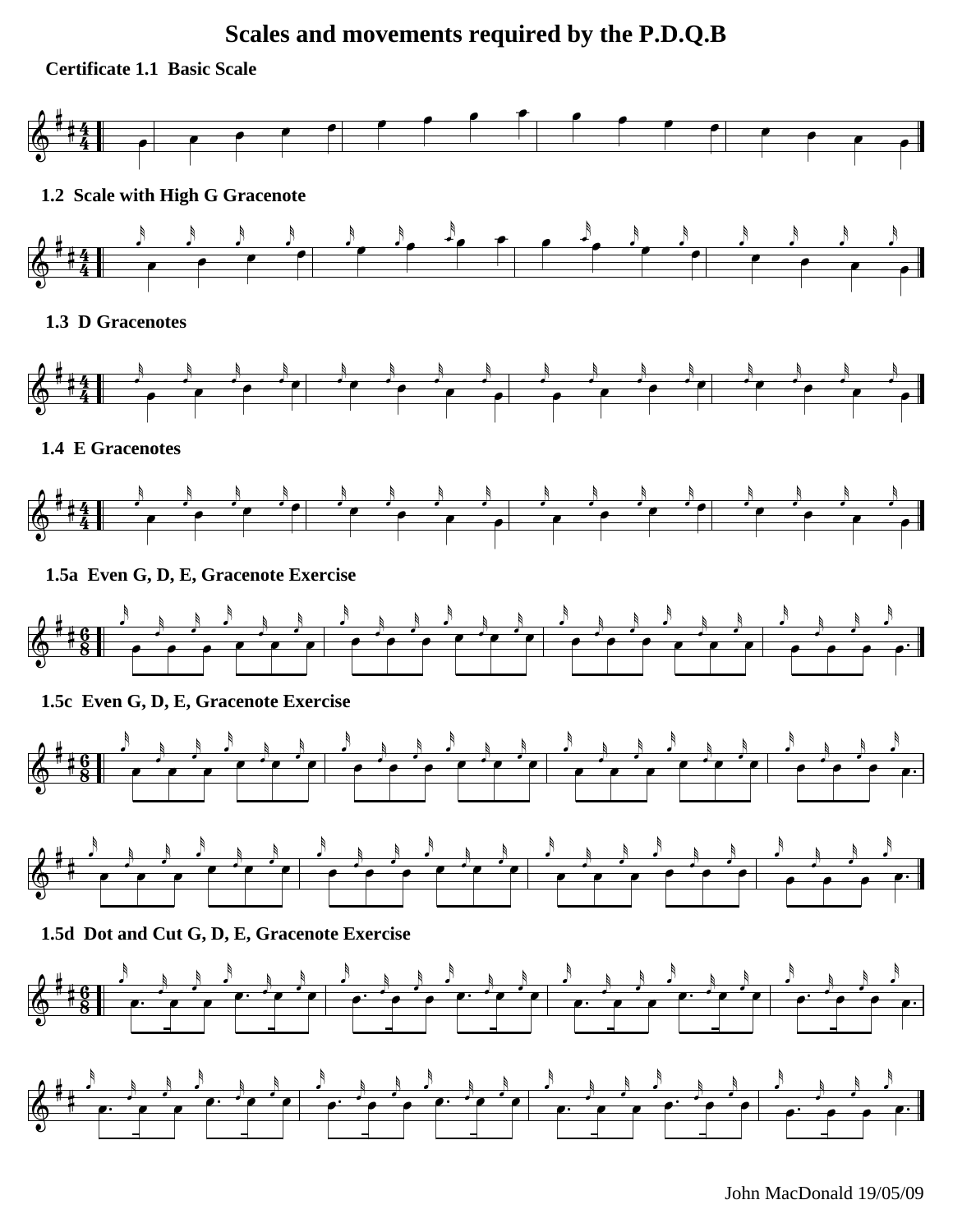# Scales and movements required by the P.D.Q.B

**Certificate 1.1 Basic Scale**

**1.2 Scale with High G Gracenote**

**1.3 D Gracenotes**

**1.4 E Gracenotes**

**1.5a Even G, D, E, Gracenote Exercise**

**1.5c Even G, D, E, Gracenote Exercise**

**1.5d Dot and Cut G, D, E, Gracenote Exercise**

John MacDonald 19/05/09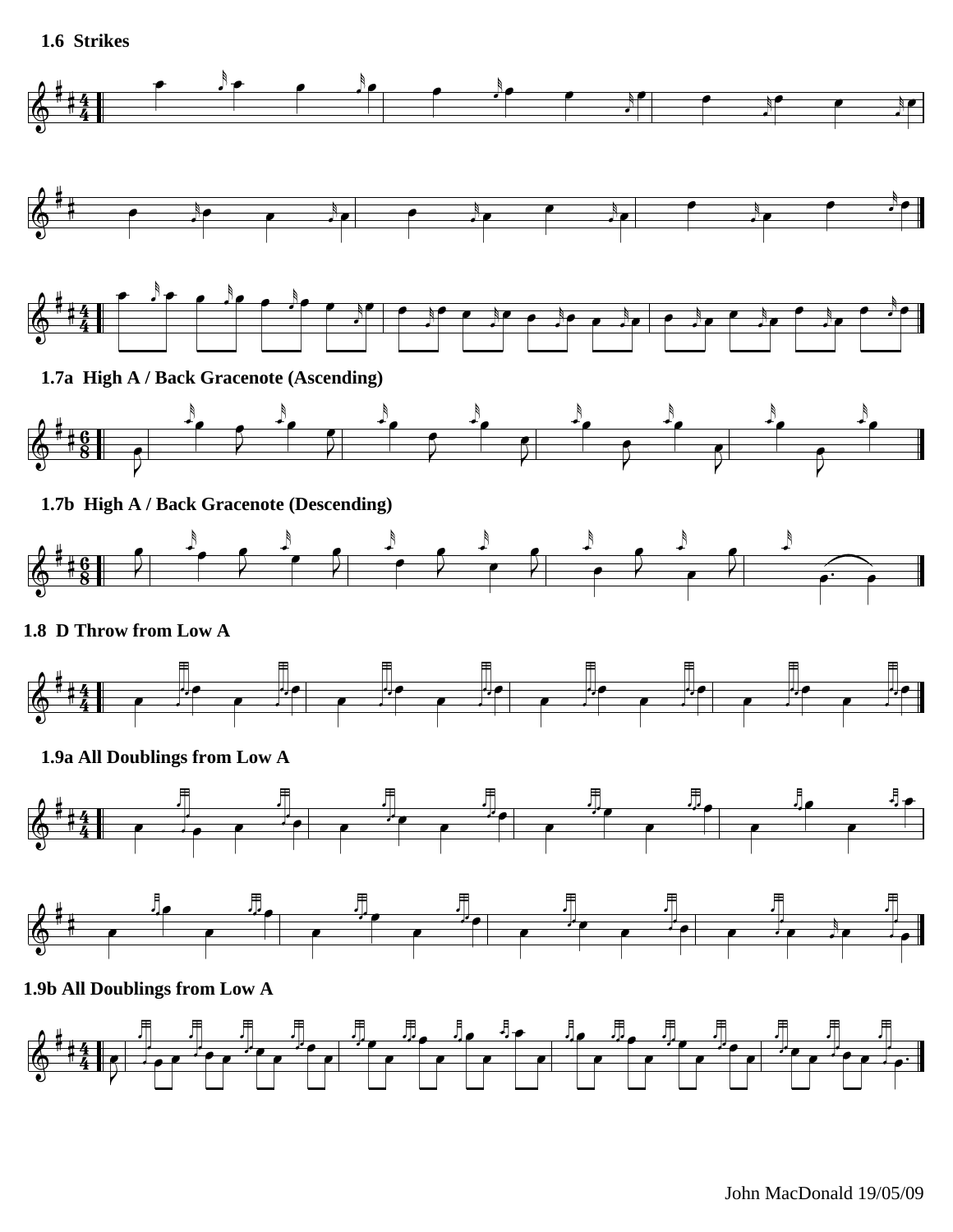## 1.6 Strikes

## 1.7a High A / Back Gracenote (Ascending)

## 1.7b High A / Back Gracenote (Descending)

## 1.8 D Throw from Low A

## 1.9a All Doublings from Low A

## 1.9b All Doublings from Low A

John MacDonald 19/05/09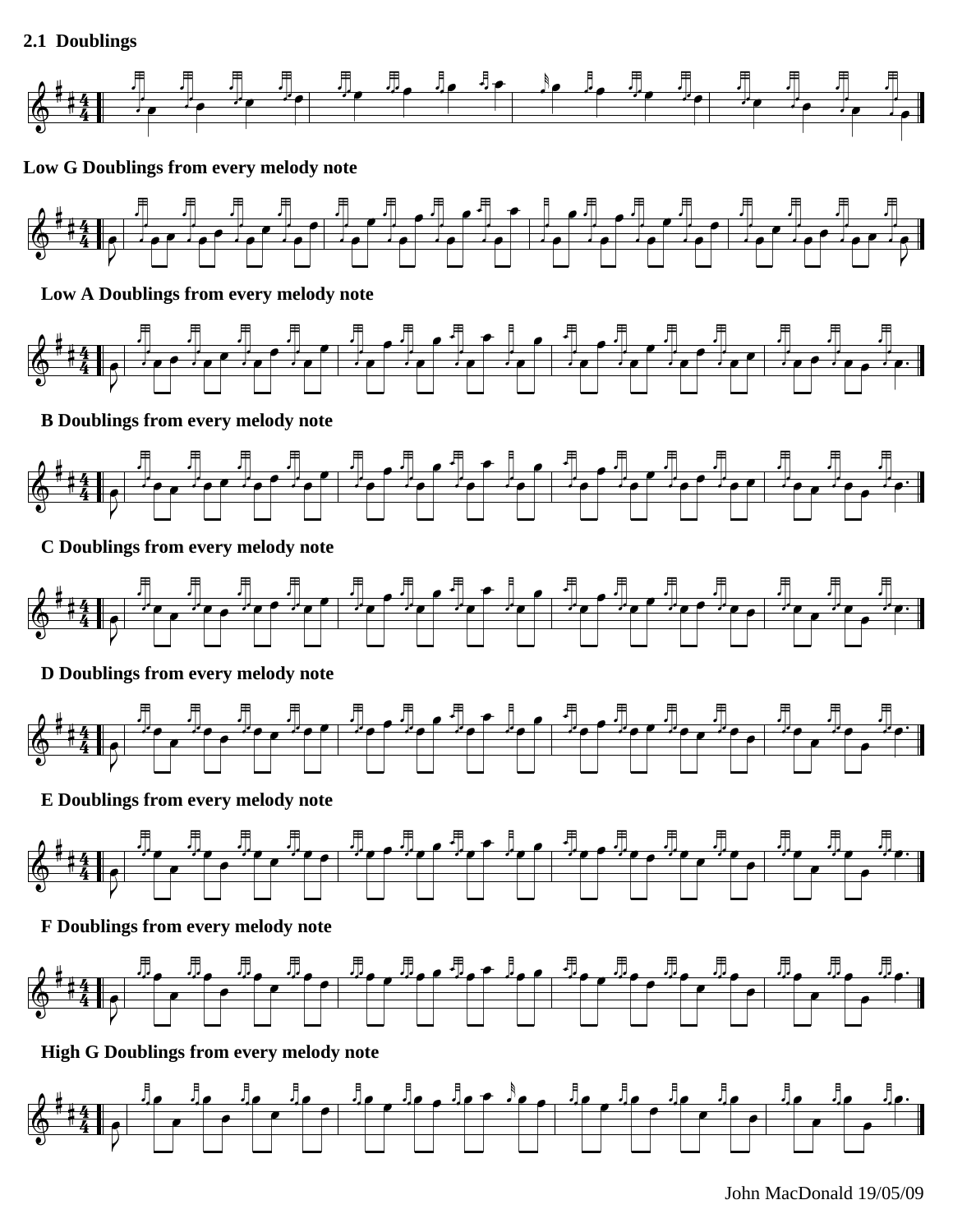## 2.1 Doublings

### Low G Doublings from every melody note

### Low A Doublings from every melody note

### B Doublings from every melody note

### C Doublings from every melody note

### D Doublings from every melody note

### E Doublings from every melody note

### F Doublings from every melody note

### High G Doublings from every melody note

John MacDonald 19/05/09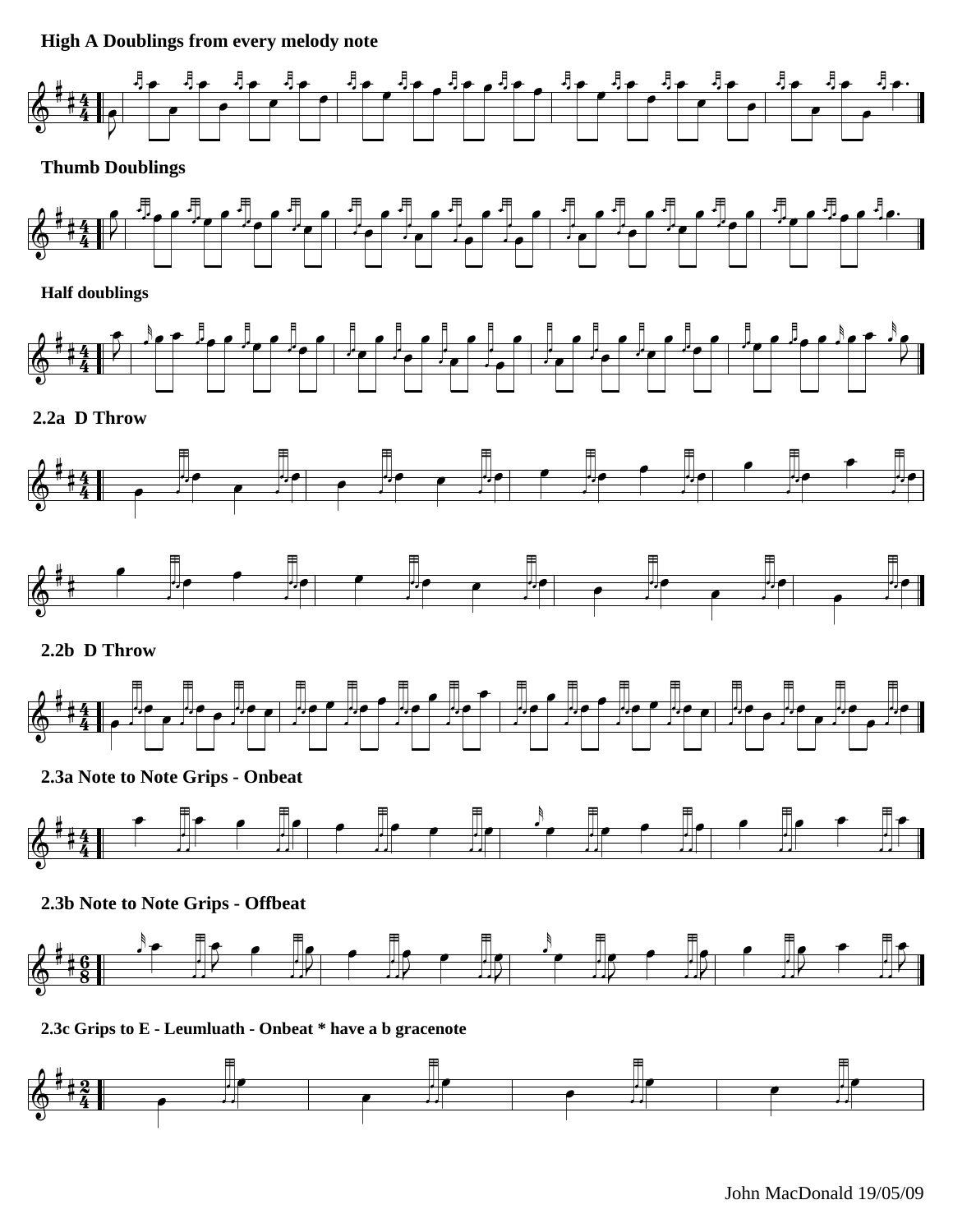**High A Doublings from every melody note**

**Thumb Doublings**

**Half doublings**

**2.2a D Throw**

**2.2b D Throw**

**2.3a Note to Note Grips - Onbeat**

**2.3b Note to Note Grips - Offbeat**

**2.3c Grips to E - Leumluath - Onbeat * have a b gracenote**

John MacDonald 19/05/09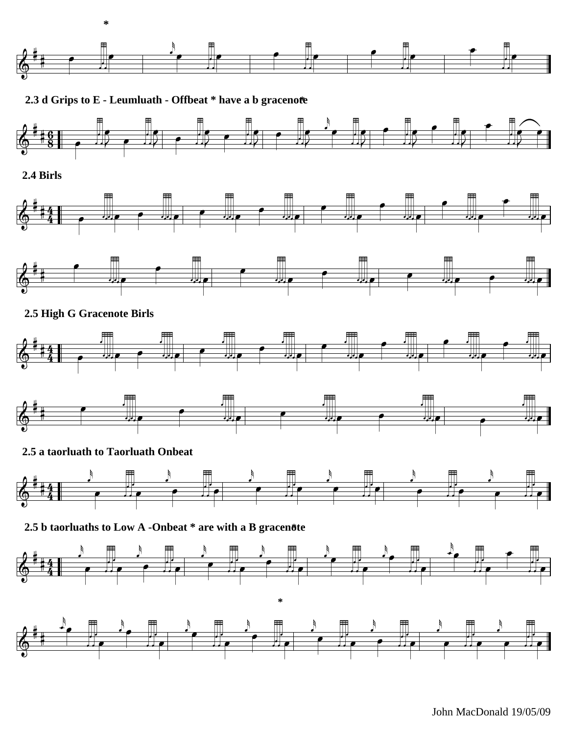## 2.3 d Grips to E - Leumluath - Offbeat * have a b gracenote

## 2.4 Birls

## 2.5 High G Gracenote Birls

## 2.5 a taorluath to Taorluath Onbeat

## 2.5 b taorluaths to Low A -Onbeat * are with a B gracenote

John MacDonald 19/05/09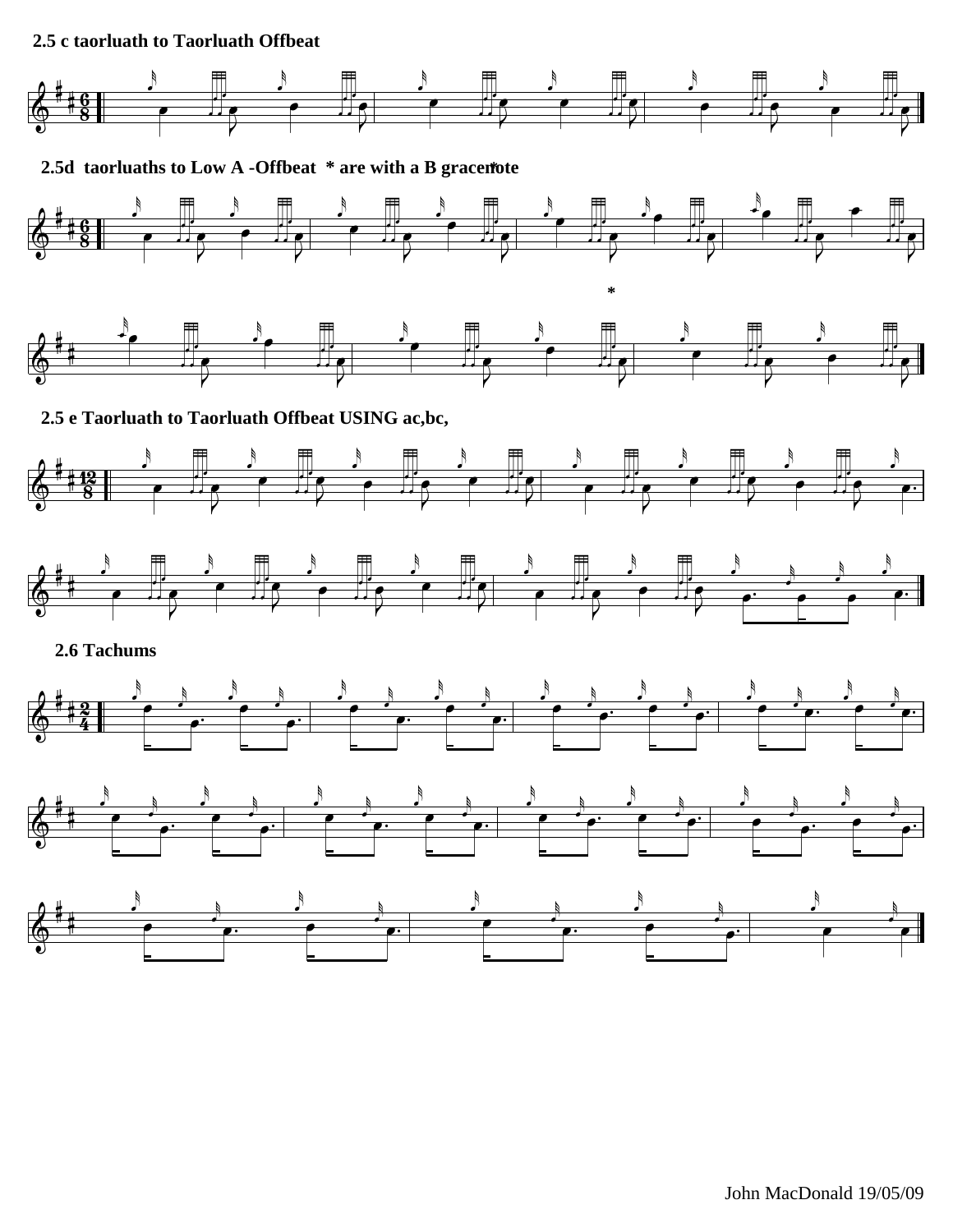**2.5 c taorluath to Taorluath Offbeat**

**2.5d taorluaths to Low A -Offbeat * are with a B gracenote**

*

**2.5 e Taorluath to Taorluath Offbeat USING ac,bc,**

**2.6 Tachums**

John MacDonald 19/05/09